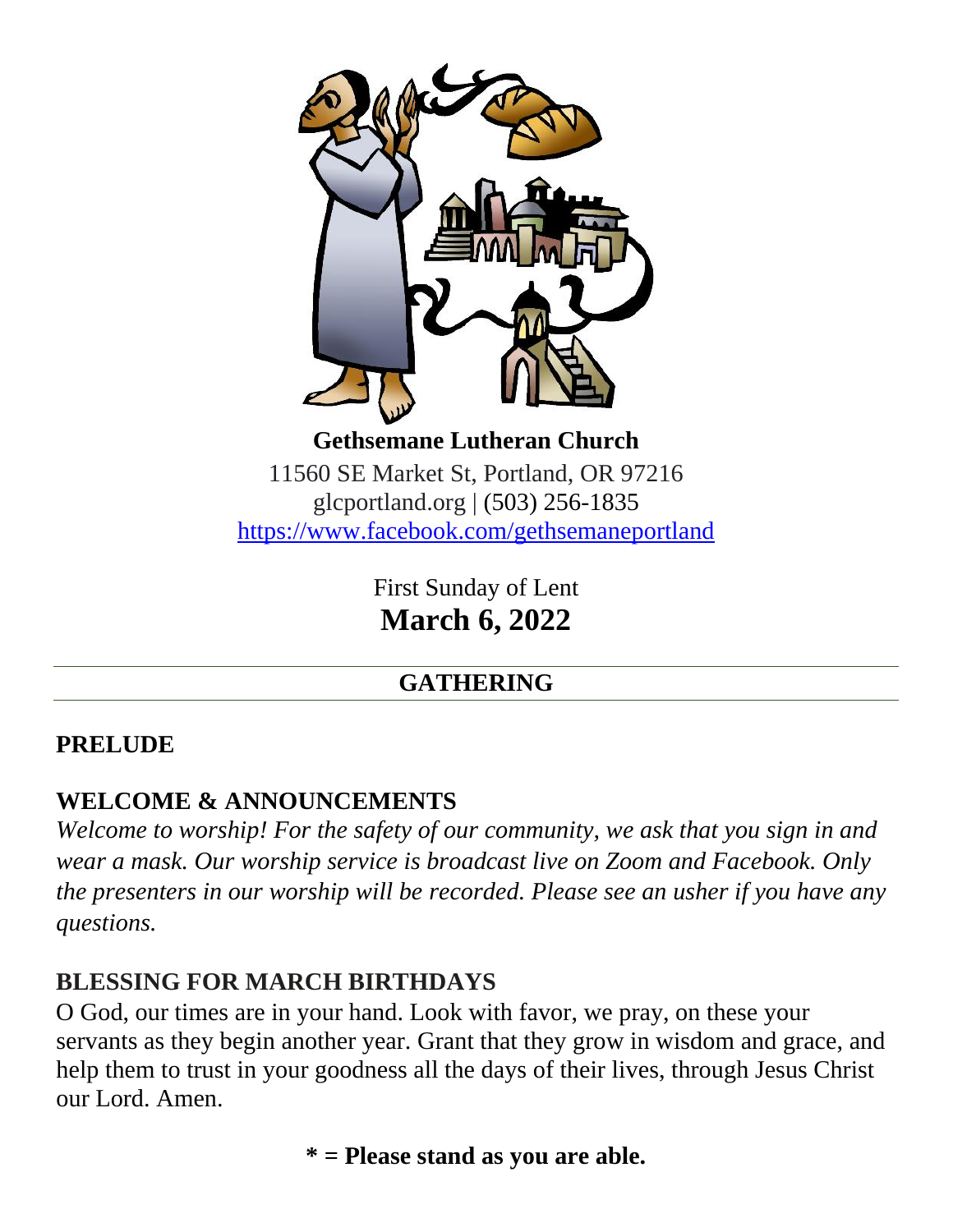**Gethsemane Lutheran Church**

11560 SE Market St, Portland, OR 97216
glcportland.org | (503) 256-1835
https://www.facebook.com/gethsemaneportland

First Sunday of Lent

**March 6, 2022**

## GATHERING

### PRELUDE

### WELCOME & ANNOUNCEMENTS

*Welcome to worship! For the safety of our community, we ask that you sign in and wear a mask. Our worship service is broadcast live on Zoom and Facebook. Only the presenters in our worship will be recorded. Please see an usher if you have any questions.*

### BLESSING FOR MARCH BIRTHDAYS

O God, our times are in your hand. Look with favor, we pray, on these your servants as they begin another year. Grant that they grow in wisdom and grace, and help them to trust in your goodness all the days of their lives, through Jesus Christ our Lord. Amen.

**\* = Please stand as you are able.**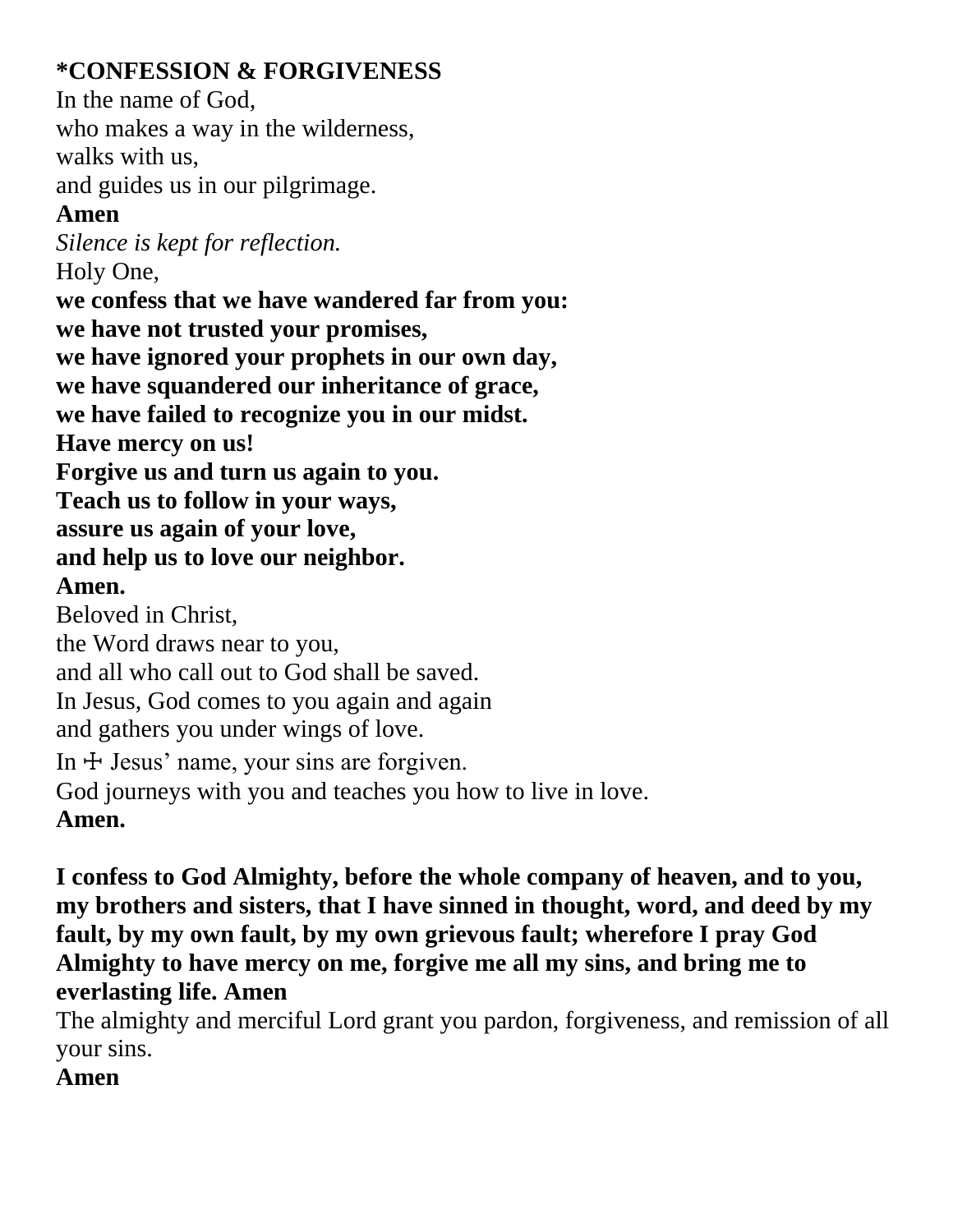**\*CONFESSION & FORGIVENESS**

In the name of God,  
who makes a way in the wilderness,  
walks with us,  
and guides us in our pilgrimage.  
**Amen**

*Silence is kept for reflection.*

Holy One,  
**we confess that we have wandered far from you:**  
**we have not trusted your promises,**  
**we have ignored your prophets in our own day,**  
**we have squandered our inheritance of grace,**  
**we have failed to recognize you in our midst.**  
**Have mercy on us!**  
**Forgive us and turn us again to you.**  
**Teach us to follow in your ways,**  
**assure us again of your love,**  
**and help us to love our neighbor.**  
**Amen.**

Beloved in Christ,  
the Word draws near to you,  
and all who call out to God shall be saved.  
In Jesus, God comes to you again and again  
and gathers you under wings of love.  
In ☩ Jesus' name, your sins are forgiven.  
God journeys with you and teaches you how to live in love.  
**Amen.**

**I confess to God Almighty, before the whole company of heaven, and to you, my brothers and sisters, that I have sinned in thought, word, and deed by my fault, by my own fault, by my own grievous fault; wherefore I pray God Almighty to have mercy on me, forgive me all my sins, and bring me to everlasting life. Amen**

The almighty and merciful Lord grant you pardon, forgiveness, and remission of all your sins.  
**Amen**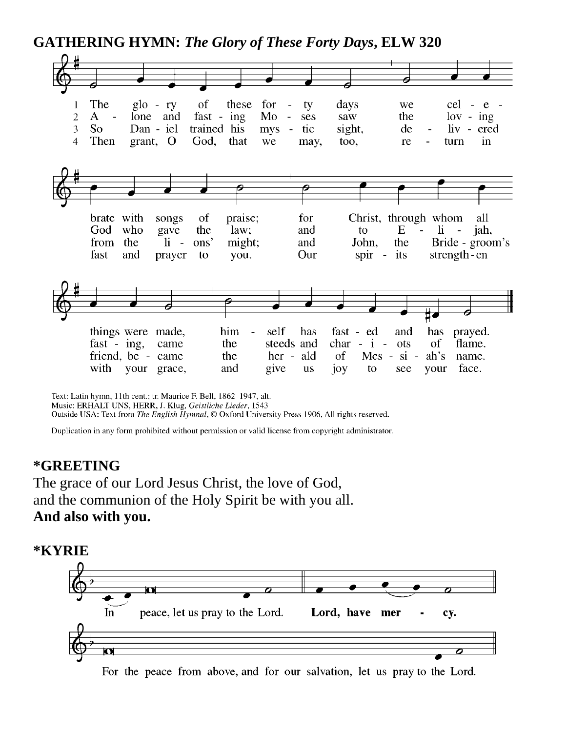**GATHERING HYMN:** ***The Glory of These Forty Days*****, ELW 320**

1 The glory of these forty days we celebrate with songs of praise; for Christ, through whom all things were made, himself has fasted and has prayed.

2 Alone and fasting Moses saw the loving God who gave the law; and to Elijah, fasting, came the steeds and chariots of flame.

3 So Daniel trained his mystic sight, delivered from the lions' might; and John, the Bridegroom's friend, became the herald of Messiah's name.

4 Then grant, O God, that we may, too, return in fast and prayer to you. Our spirits strengthen with your grace, and give us joy to see your face.

Text: Latin hymn, 11th cent.; tr. Maurice F. Bell, 1862–1947, alt.
Music: ERHALT UNS, HERR, J. Klug, *Geistliche Lieder*, 1543
Outside USA: Text from *The English Hymnal*, © Oxford University Press 1906, All rights reserved.

Duplication in any form prohibited without permission or valid license from copyright administrator.

**\*GREETING**
The grace of our Lord Jesus Christ, the love of God,
and the communion of the Holy Spirit be with you all.
**And also with you.**

**\*KYRIE**

In peace, let us pray to the Lord. **Lord, have mercy.**

For the peace from above, and for our salvation, let us pray to the Lord.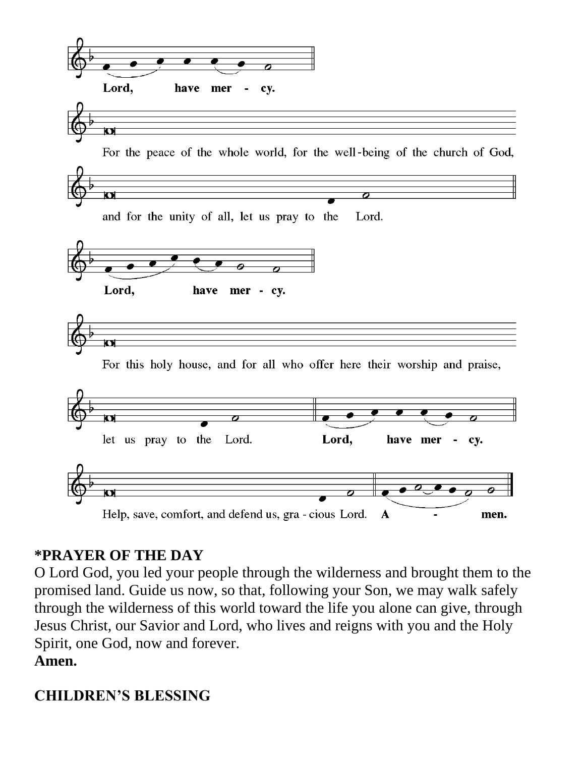Lord, have mer - cy.

For the peace of the whole world, for the well-being of the church of God,

and for the unity of all, let us pray to the Lord.

**Lord, have mer - cy.**

For this holy house, and for all who offer here their worship and praise,

let us pray to the Lord. **Lord, have mer - cy.**

Help, save, comfort, and defend us, gra - cious Lord. **A - men.**

**\*PRAYER OF THE DAY**

O Lord God, you led your people through the wilderness and brought them to the promised land. Guide us now, so that, following your Son, we may walk safely through the wilderness of this world toward the life you alone can give, through Jesus Christ, our Savior and Lord, who lives and reigns with you and the Holy Spirit, one God, now and forever.

**Amen.**

**CHILDREN'S BLESSING**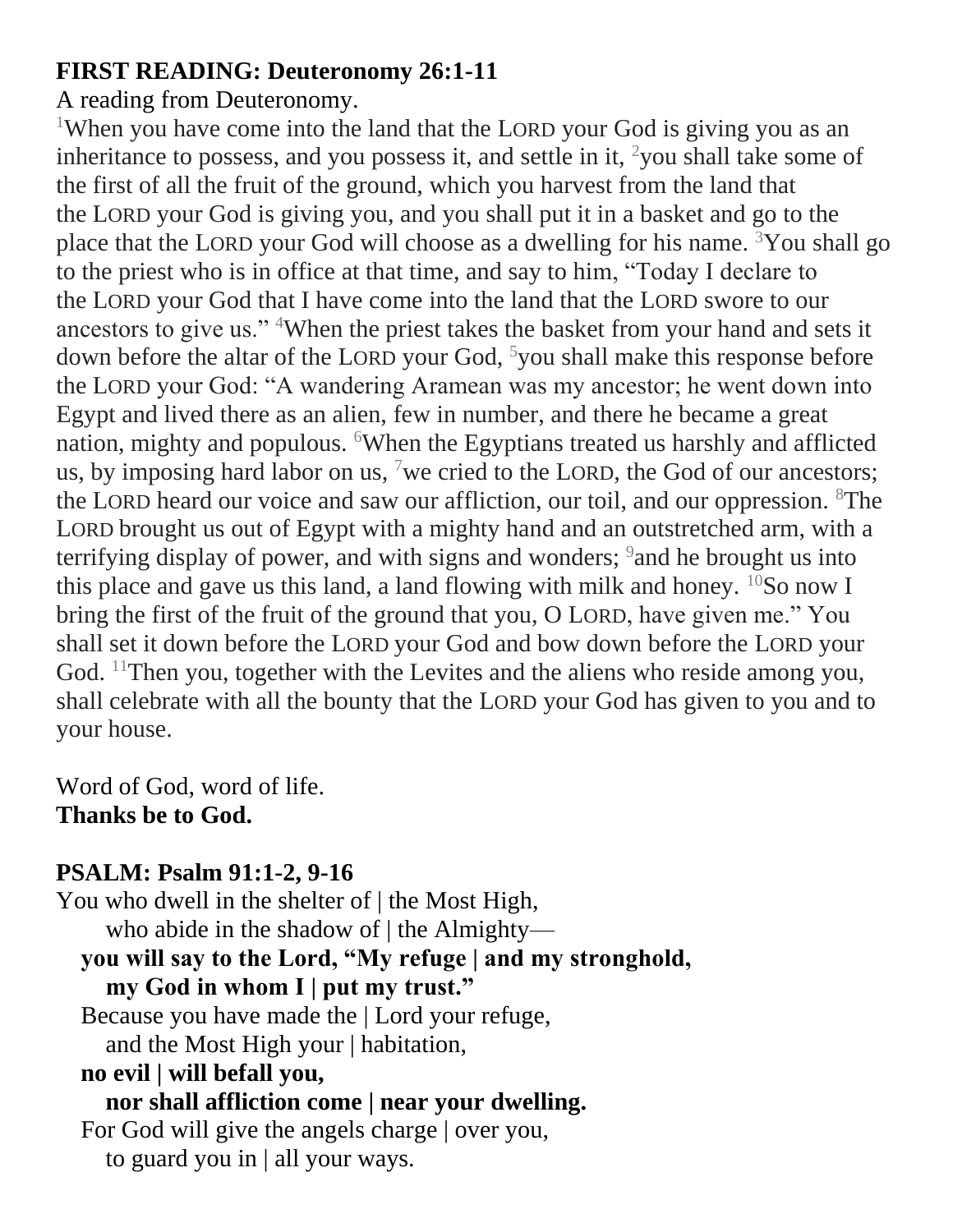**FIRST READING: Deuteronomy 26:1-11**

A reading from Deuteronomy.

[1]When you have come into the land that the LORD your God is giving you as an inheritance to possess, and you possess it, and settle in it, [2]you shall take some of the first of all the fruit of the ground, which you harvest from the land that the LORD your God is giving you, and you shall put it in a basket and go to the place that the LORD your God will choose as a dwelling for his name. [3]You shall go to the priest who is in office at that time, and say to him, "Today I declare to the LORD your God that I have come into the land that the LORD swore to our ancestors to give us." [4]When the priest takes the basket from your hand and sets it down before the altar of the LORD your God, [5]you shall make this response before the LORD your God: "A wandering Aramean was my ancestor; he went down into Egypt and lived there as an alien, few in number, and there he became a great nation, mighty and populous. [6]When the Egyptians treated us harshly and afflicted us, by imposing hard labor on us, [7]we cried to the LORD, the God of our ancestors; the LORD heard our voice and saw our affliction, our toil, and our oppression. [8]The LORD brought us out of Egypt with a mighty hand and an outstretched arm, with a terrifying display of power, and with signs and wonders; [9]and he brought us into this place and gave us this land, a land flowing with milk and honey. [10]So now I bring the first of the fruit of the ground that you, O LORD, have given me." You shall set it down before the LORD your God and bow down before the LORD your God. [11]Then you, together with the Levites and the aliens who reside among you, shall celebrate with all the bounty that the LORD your God has given to you and to your house.

Word of God, word of life.
**Thanks be to God.**

**PSALM: Psalm 91:1-2, 9-16**

You who dwell in the shelter of | the Most High,
 who abide in the shadow of | the Almighty—
 **you will say to the Lord, "My refuge | and my stronghold,**
 **my God in whom I | put my trust."**
 Because you have made the | Lord your refuge,
 and the Most High your | habitation,
 **no evil | will befall you,**
 **nor shall affliction come | near your dwelling.**
 For God will give the angels charge | over you,
 to guard you in | all your ways.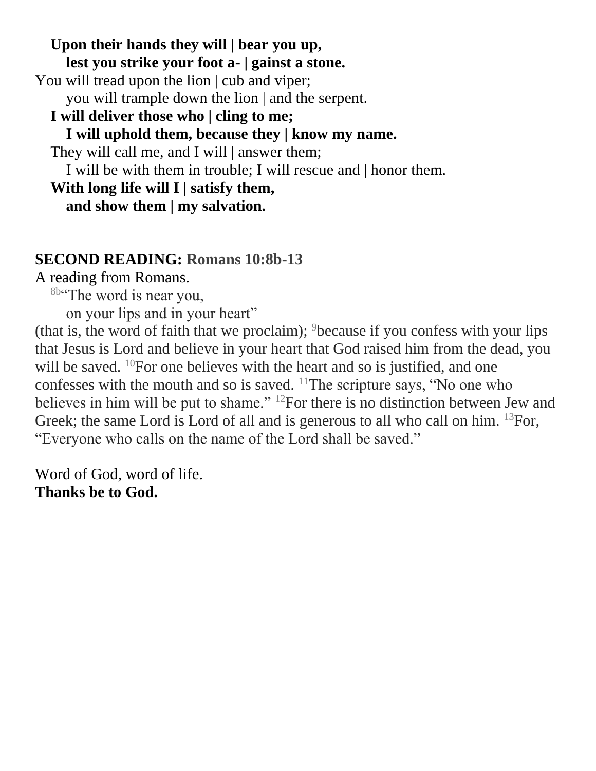**Upon their hands they will | bear you up,**
**lest you strike your foot a- | gainst a stone.**

You will tread upon the lion | cub and viper;
you will trample down the lion | and the serpent.

**I will deliver those who | cling to me;**
**I will uphold them, because they | know my name.**

They will call me, and I will | answer them;
I will be with them in trouble; I will rescue and | honor them.

**With long life will I | satisfy them,**
**and show them | my salvation.**

**SECOND READING: Romans 10:8b-13**

A reading from Romans.

[8b]"The word is near you,
on your lips and in your heart"

(that is, the word of faith that we proclaim); [9]because if you confess with your lips that Jesus is Lord and believe in your heart that God raised him from the dead, you will be saved. [10]For one believes with the heart and so is justified, and one confesses with the mouth and so is saved. [11]The scripture says, "No one who believes in him will be put to shame." [12]For there is no distinction between Jew and Greek; the same Lord is Lord of all and is generous to all who call on him. [13]For, "Everyone who calls on the name of the Lord shall be saved."

Word of God, word of life.
**Thanks be to God.**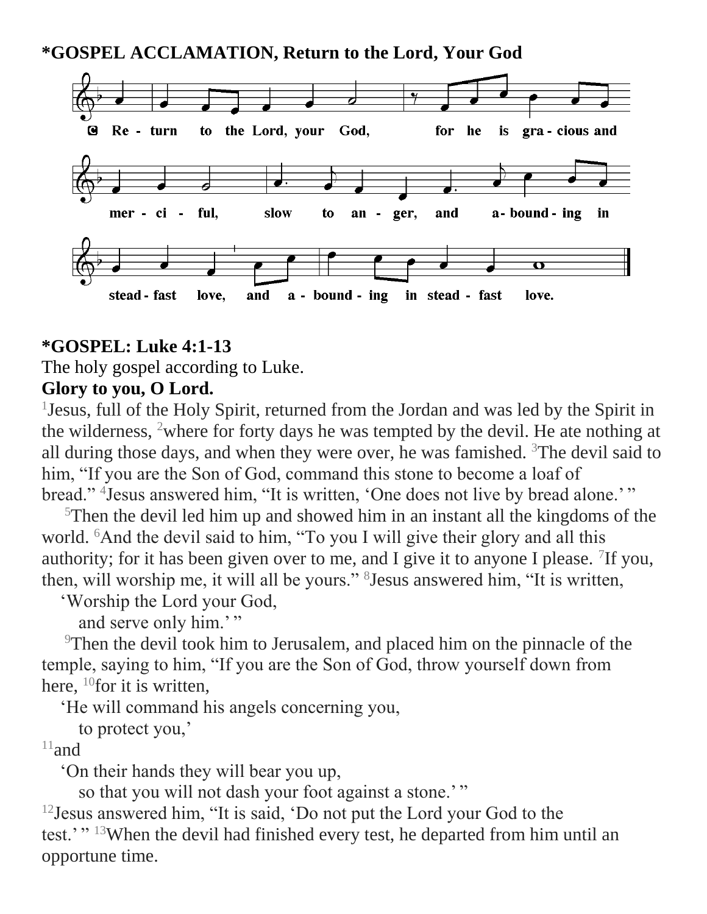**\*GOSPEL ACCLAMATION, Return to the Lord, Your God**

C Re - turn to the Lord, your God, for he is gra - cious and mer - ci - ful, slow to an - ger, and a- bound - ing in stead - fast love, and a - bound - ing in stead - fast love.

**\*GOSPEL: Luke 4:1-13**

The holy gospel according to Luke.

**Glory to you, O Lord.**

[1]Jesus, full of the Holy Spirit, returned from the Jordan and was led by the Spirit in the wilderness, [2]where for forty days he was tempted by the devil. He ate nothing at all during those days, and when they were over, he was famished. [3]The devil said to him, "If you are the Son of God, command this stone to become a loaf of bread." [4]Jesus answered him, "It is written, 'One does not live by bread alone.' "

[5]Then the devil led him up and showed him in an instant all the kingdoms of the world. [6]And the devil said to him, "To you I will give their glory and all this authority; for it has been given over to me, and I give it to anyone I please. [7]If you, then, will worship me, it will all be yours." [8]Jesus answered him, "It is written,

'Worship the Lord your God,
and serve only him.' "

[9]Then the devil took him to Jerusalem, and placed him on the pinnacle of the temple, saying to him, "If you are the Son of God, throw yourself down from here, [10]for it is written,

'He will command his angels concerning you,
to protect you,'

[11]and

'On their hands they will bear you up,
so that you will not dash your foot against a stone.' "

[12]Jesus answered him, "It is said, 'Do not put the Lord your God to the test.' " [13]When the devil had finished every test, he departed from him until an opportune time.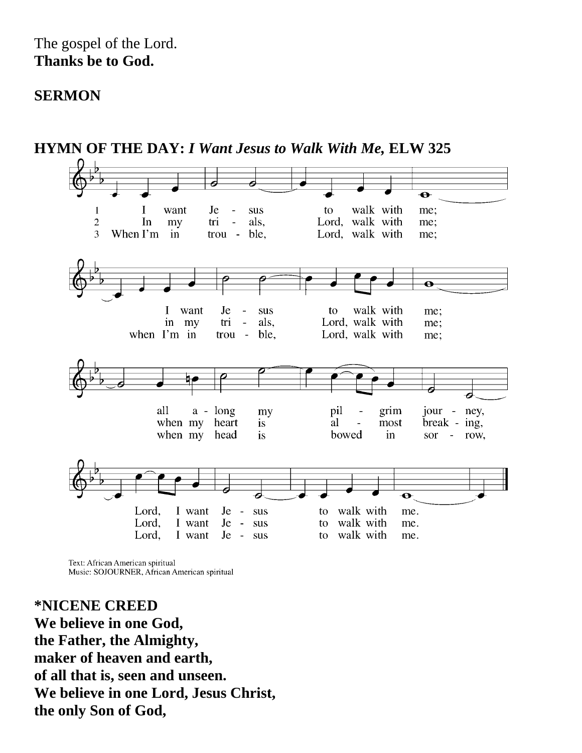The gospel of the Lord.
**Thanks be to God.**

**SERMON**

**HYMN OF THE DAY:** ***I Want Jesus to Walk With Me,*** **ELW 325**

1 I want Jesus to walk with me; I want Jesus to walk with me; all along my pilgrim journey, Lord, I want Jesus to walk with me.

2 In my trials, Lord, walk with me; in my trials, Lord, walk with me; when my heart is almost breaking, Lord, I want Jesus to walk with me.

3 When I'm in trouble, Lord, walk with me; when I'm in trouble, Lord, walk with me; when my head is bowed in sorrow, Lord, I want Jesus to walk with me.

Text: African American spiritual
Music: SOJOURNER, African American spiritual

**\*NICENE CREED**
**We believe in one God,**
**the Father, the Almighty,**
**maker of heaven and earth,**
**of all that is, seen and unseen.**
**We believe in one Lord, Jesus Christ,**
**the only Son of God,**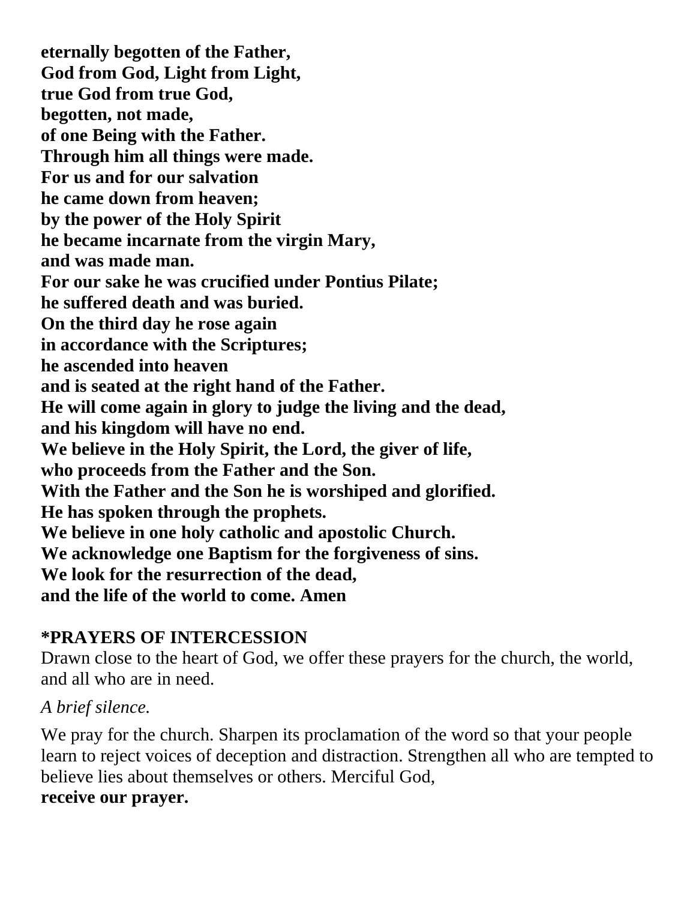**eternally begotten of the Father,**
**God from God, Light from Light,**
**true God from true God,**
**begotten, not made,**
**of one Being with the Father.**
**Through him all things were made.**
**For us and for our salvation**
**he came down from heaven;**
**by the power of the Holy Spirit**
**he became incarnate from the virgin Mary,**
**and was made man.**
**For our sake he was crucified under Pontius Pilate;**
**he suffered death and was buried.**
**On the third day he rose again**
**in accordance with the Scriptures;**
**he ascended into heaven**
**and is seated at the right hand of the Father.**
**He will come again in glory to judge the living and the dead,**
**and his kingdom will have no end.**
**We believe in the Holy Spirit, the Lord, the giver of life,**
**who proceeds from the Father and the Son.**
**With the Father and the Son he is worshiped and glorified.**
**He has spoken through the prophets.**
**We believe in one holy catholic and apostolic Church.**
**We acknowledge one Baptism for the forgiveness of sins.**
**We look for the resurrection of the dead,**
**and the life of the world to come. Amen**

## *PRAYERS OF INTERCESSION

Drawn close to the heart of God, we offer these prayers for the church, the world, and all who are in need.

*A brief silence.*

We pray for the church. Sharpen its proclamation of the word so that your people learn to reject voices of deception and distraction. Strengthen all who are tempted to believe lies about themselves or others. Merciful God,
**receive our prayer.**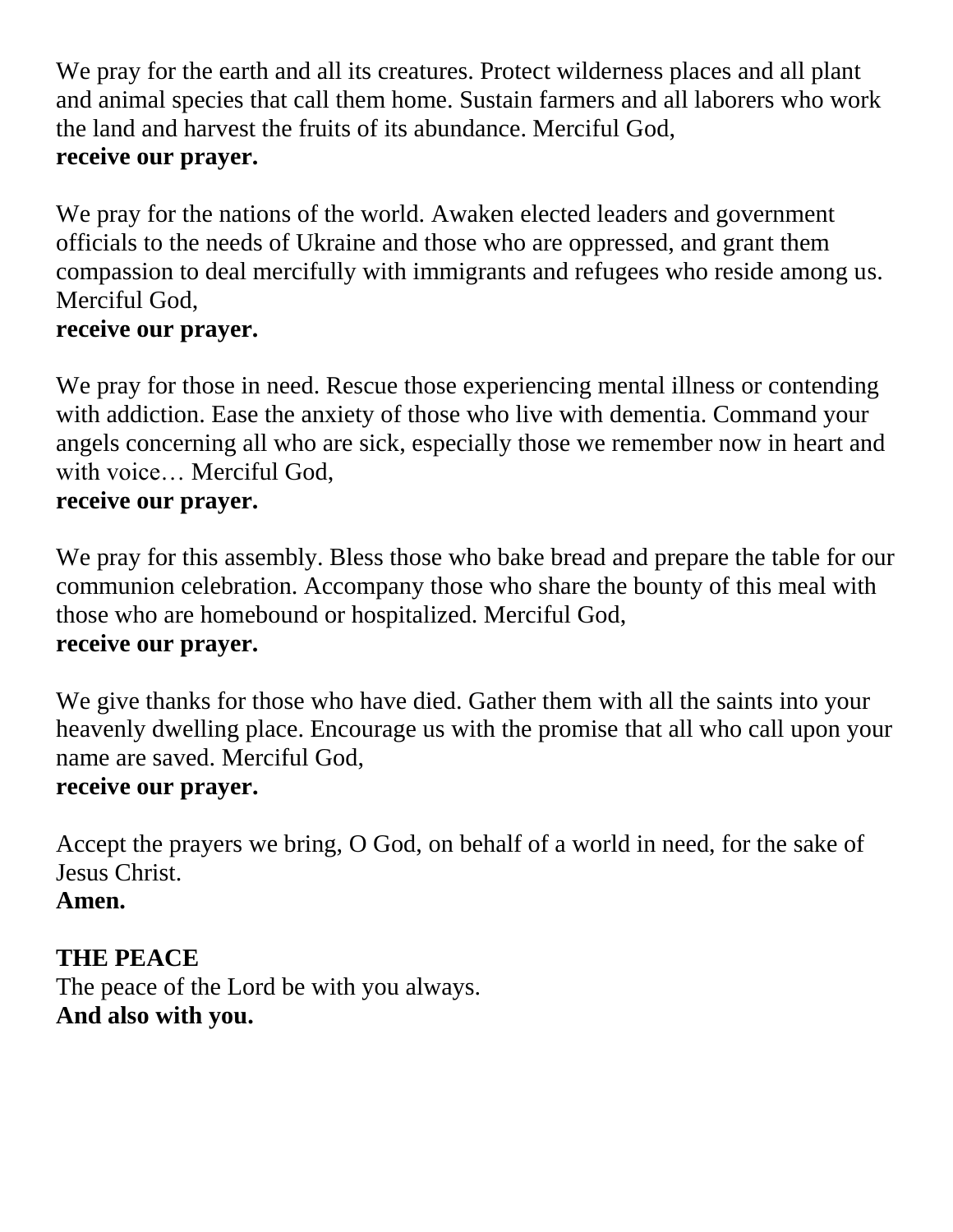We pray for the earth and all its creatures. Protect wilderness places and all plant and animal species that call them home. Sustain farmers and all laborers who work the land and harvest the fruits of its abundance. Merciful God,
**receive our prayer.**

We pray for the nations of the world. Awaken elected leaders and government officials to the needs of Ukraine and those who are oppressed, and grant them compassion to deal mercifully with immigrants and refugees who reside among us. Merciful God,
**receive our prayer.**

We pray for those in need. Rescue those experiencing mental illness or contending with addiction. Ease the anxiety of those who live with dementia. Command your angels concerning all who are sick, especially those we remember now in heart and with voice… Merciful God,
**receive our prayer.**

We pray for this assembly. Bless those who bake bread and prepare the table for our communion celebration. Accompany those who share the bounty of this meal with those who are homebound or hospitalized. Merciful God,
**receive our prayer.**

We give thanks for those who have died. Gather them with all the saints into your heavenly dwelling place. Encourage us with the promise that all who call upon your name are saved. Merciful God,
**receive our prayer.**

Accept the prayers we bring, O God, on behalf of a world in need, for the sake of Jesus Christ.
**Amen.**

**THE PEACE**
The peace of the Lord be with you always.
**And also with you.**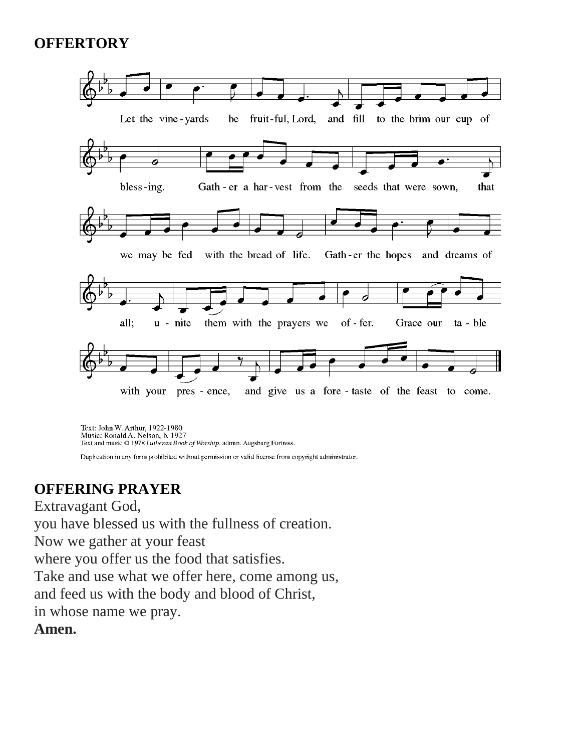**OFFERTORY**

Let the vine-yards be fruit-ful, Lord, and fill to the brim our cup of bless-ing. Gath-er a har-vest from the seeds that were sown, that we may be fed with the bread of life. Gath-er the hopes and dreams of all; u-nite them with the prayers we of-fer. Grace our ta-ble with your pres-ence, and give us a fore-taste of the feast to come.

Text: John W. Arthur, 1922-1980
Music: Ronald A. Nelson, b. 1927
Text and music © 1978 *Lutheran Book of Worship*, admin. Augsburg Fortress.

Duplication in any form prohibited without permission or valid license from copyright administrator.

**OFFERING PRAYER**

Extravagant God,
you have blessed us with the fullness of creation.
Now we gather at your feast
where you offer us the food that satisfies.
Take and use what we offer here, come among us,
and feed us with the body and blood of Christ,
in whose name we pray.
**Amen.**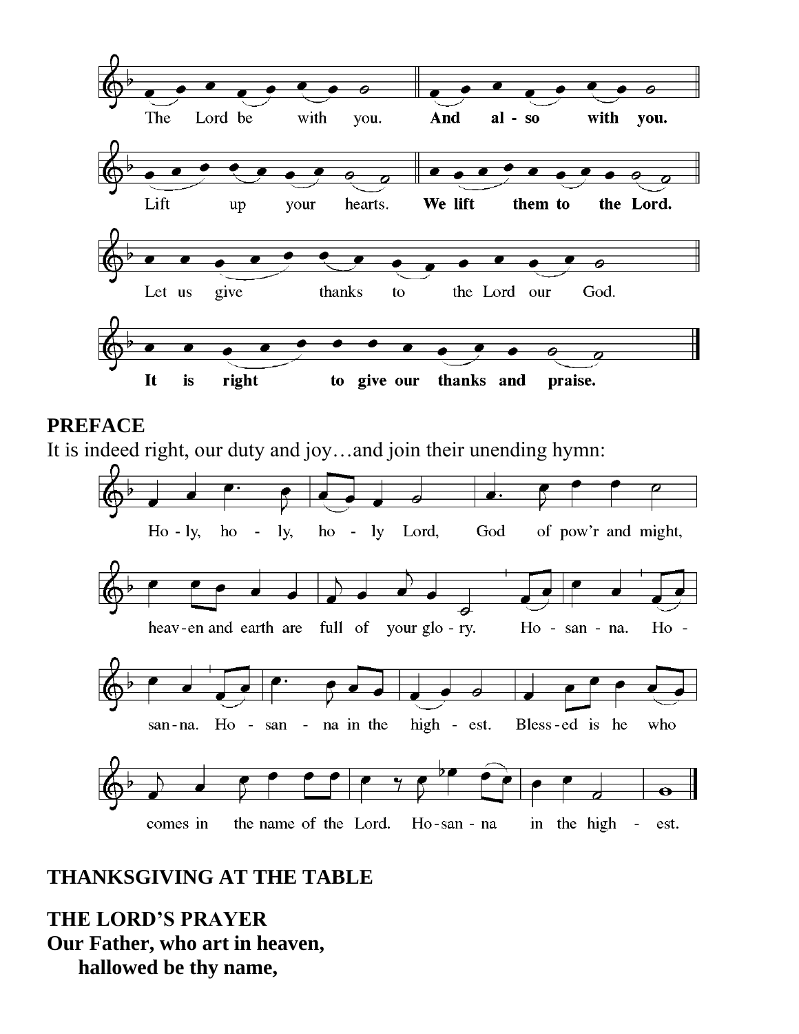The Lord be with you. **And also with you.**

Lift up your hearts. **We lift them to the Lord.**

Let us give thanks to the Lord our God.

**It is right to give our thanks and praise.**

**PREFACE**

It is indeed right, our duty and joy…and join their unending hymn:

Holy, holy, holy Lord, God of pow'r and might, heaven and earth are full of your glory. Hosanna. Hosanna. Hosanna in the highest. Blessed is he who comes in the name of the Lord. Hosanna in the highest.

**THANKSGIVING AT THE TABLE**

**THE LORD'S PRAYER**

**Our Father, who art in heaven,**
**hallowed be thy name,**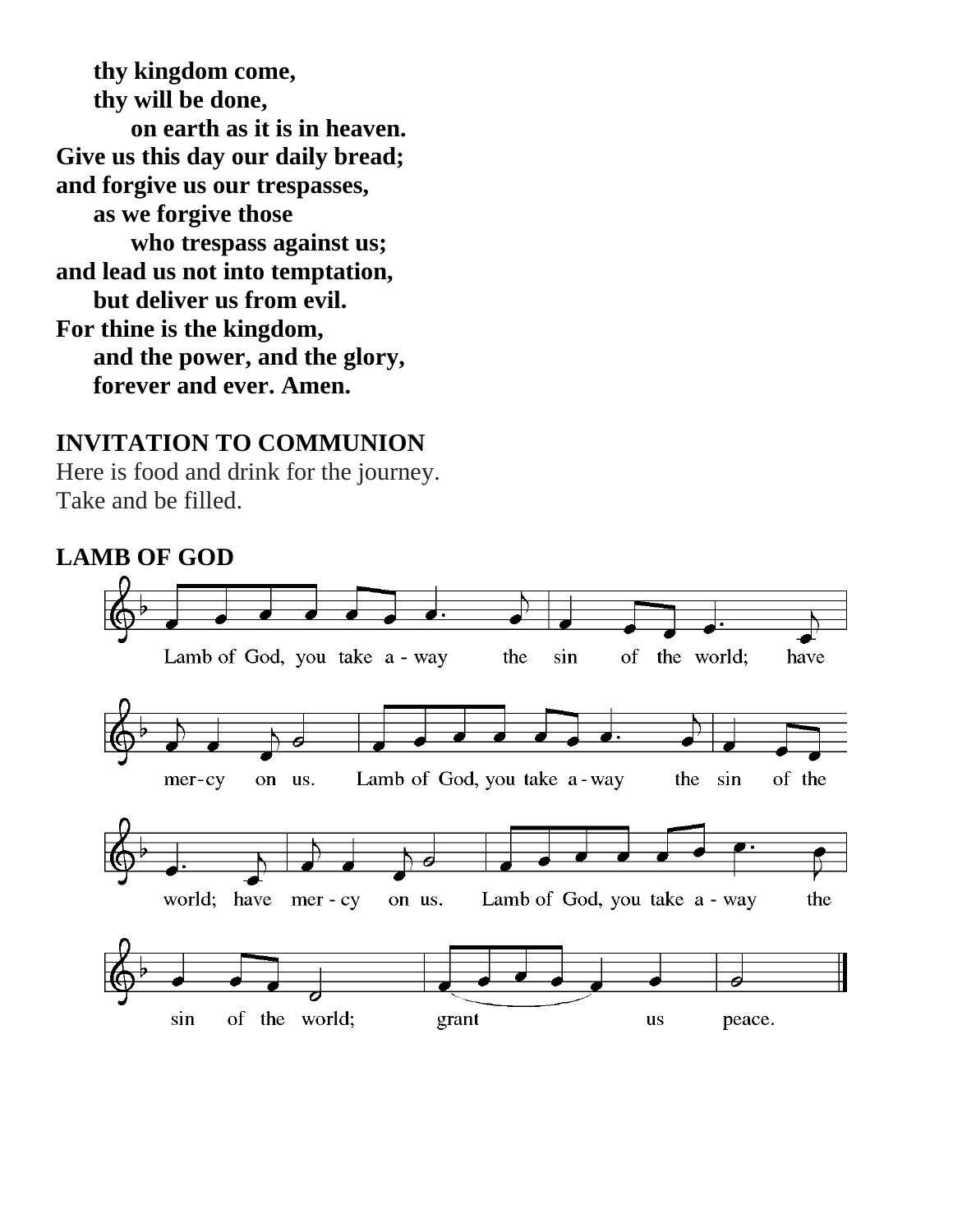**thy kingdom come,**
**thy will be done,**
**on earth as it is in heaven.**
**Give us this day our daily bread;**
**and forgive us our trespasses,**
**as we forgive those**
**who trespass against us;**
**and lead us not into temptation,**
**but deliver us from evil.**
**For thine is the kingdom,**
**and the power, and the glory,**
**forever and ever. Amen.**

**INVITATION TO COMMUNION**

Here is food and drink for the journey.
Take and be filled.

**LAMB OF GOD**

Lamb of God, you take a-way the sin of the world; have mer-cy on us. Lamb of God, you take a-way the sin of the world; have mer-cy on us. Lamb of God, you take a-way the sin of the world; grant us peace.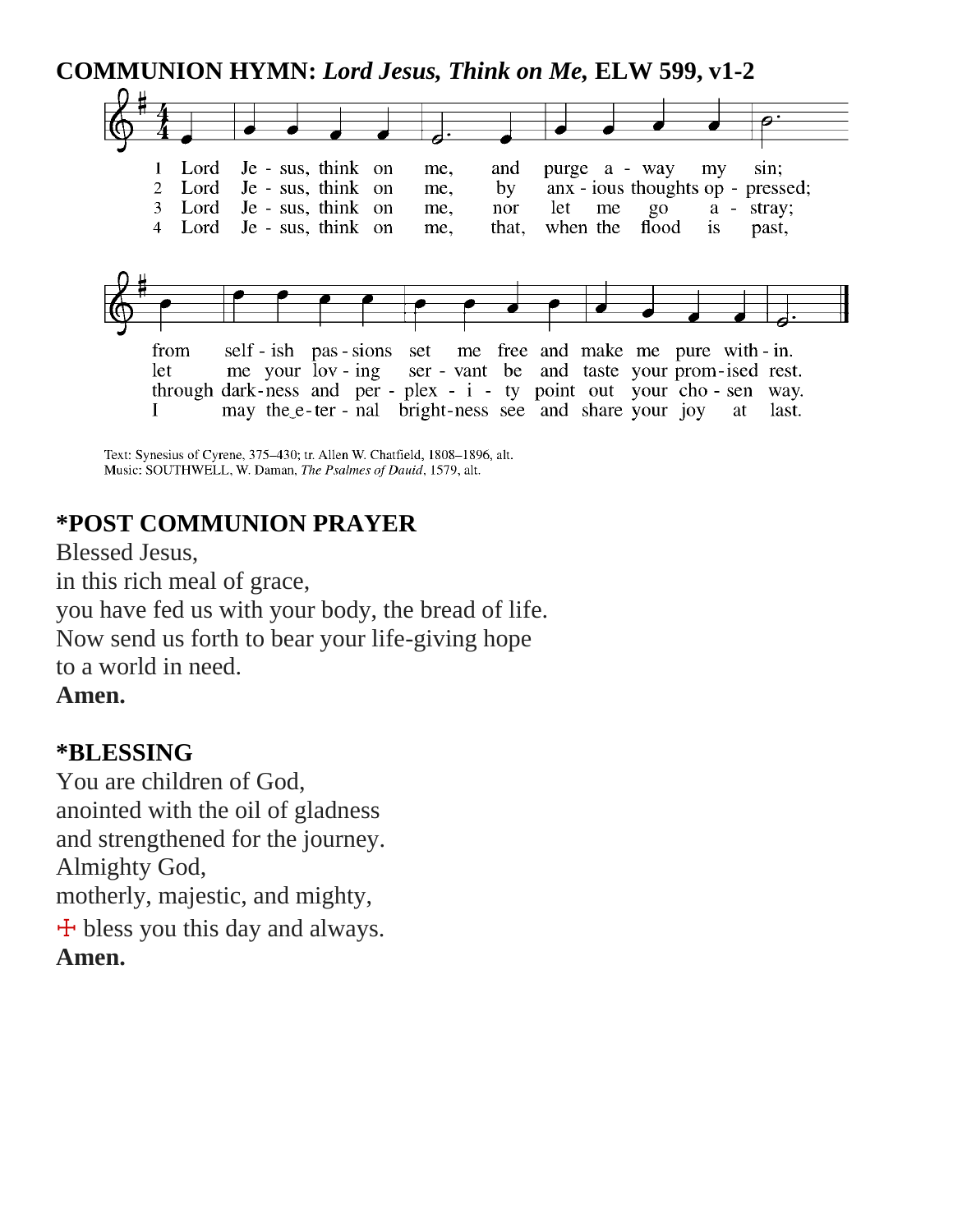**COMMUNION HYMN:** ***Lord Jesus, Think on Me,*** **ELW 599, v1-2**

1 Lord Je - sus, think on me, and purge a - way my sin;
from self - ish pas - sions set me free and make me pure with - in.

2 Lord Je - sus, think on me, by anx - ious thoughts op - pressed;
let me your lov - ing ser - vant be and taste your prom - ised rest.

3 Lord Je - sus, think on me, nor let me go a - stray;
through dark - ness and per - plex - i - ty point out your cho - sen way.

4 Lord Je - sus, think on me, that, when the flood is past,
I may the e - ter - nal bright - ness see and share your joy at last.

Text: Synesius of Cyrene, 375–430; tr. Allen W. Chatfield, 1808–1896, alt.
Music: SOUTHWELL, W. Daman, *The Psalmes of Dauid*, 1579, alt.

## *POST COMMUNION PRAYER

Blessed Jesus,
in this rich meal of grace,
you have fed us with your body, the bread of life.
Now send us forth to bear your life-giving hope
to a world in need.
**Amen.**

## *BLESSING

You are children of God,
anointed with the oil of gladness
and strengthened for the journey.
Almighty God,
motherly, majestic, and mighty,
☩ bless you this day and always.
**Amen.**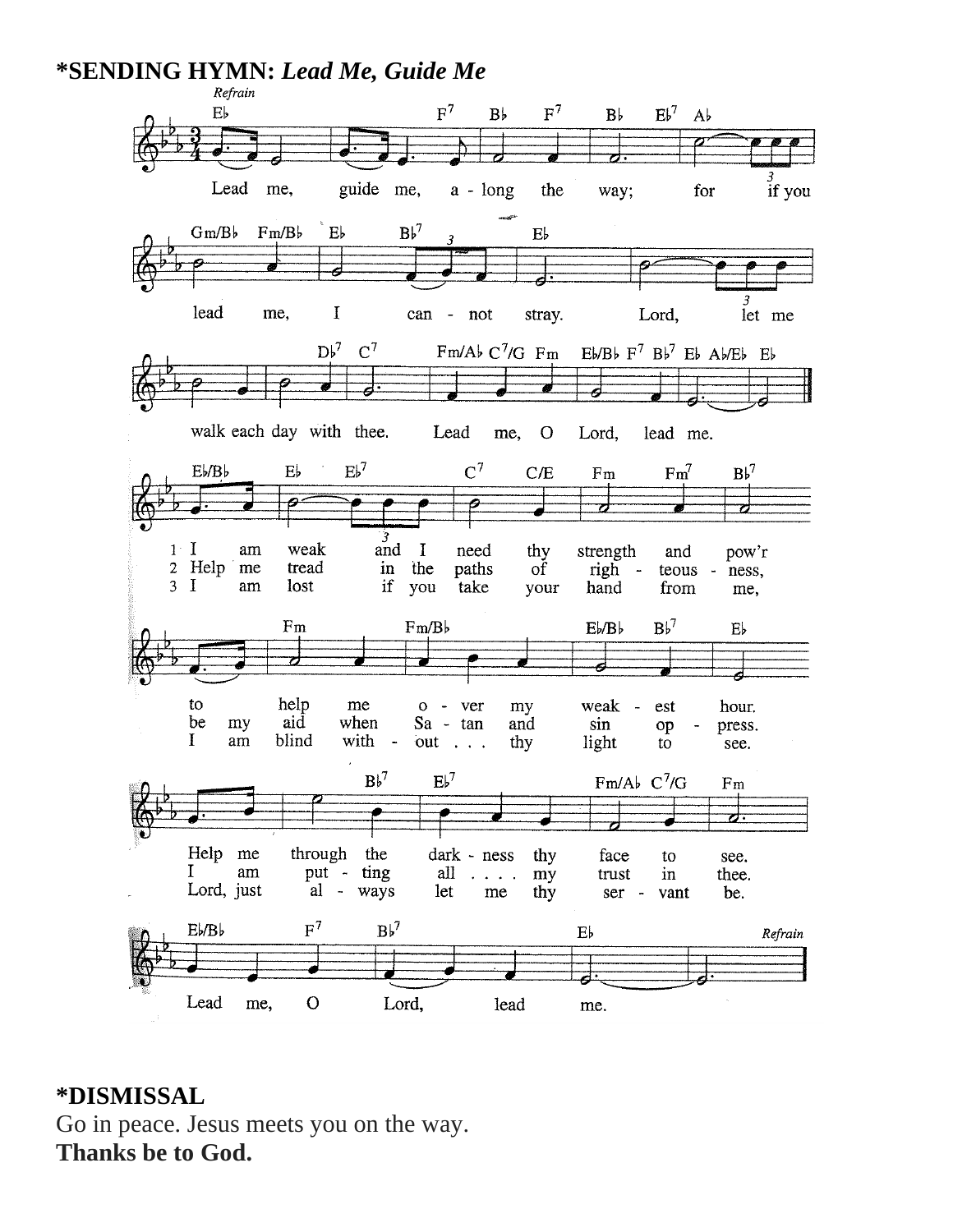**\*SENDING HYMN:** ***Lead Me, Guide Me***

**\*DISMISSAL**

Go in peace. Jesus meets you on the way.

**Thanks be to God.**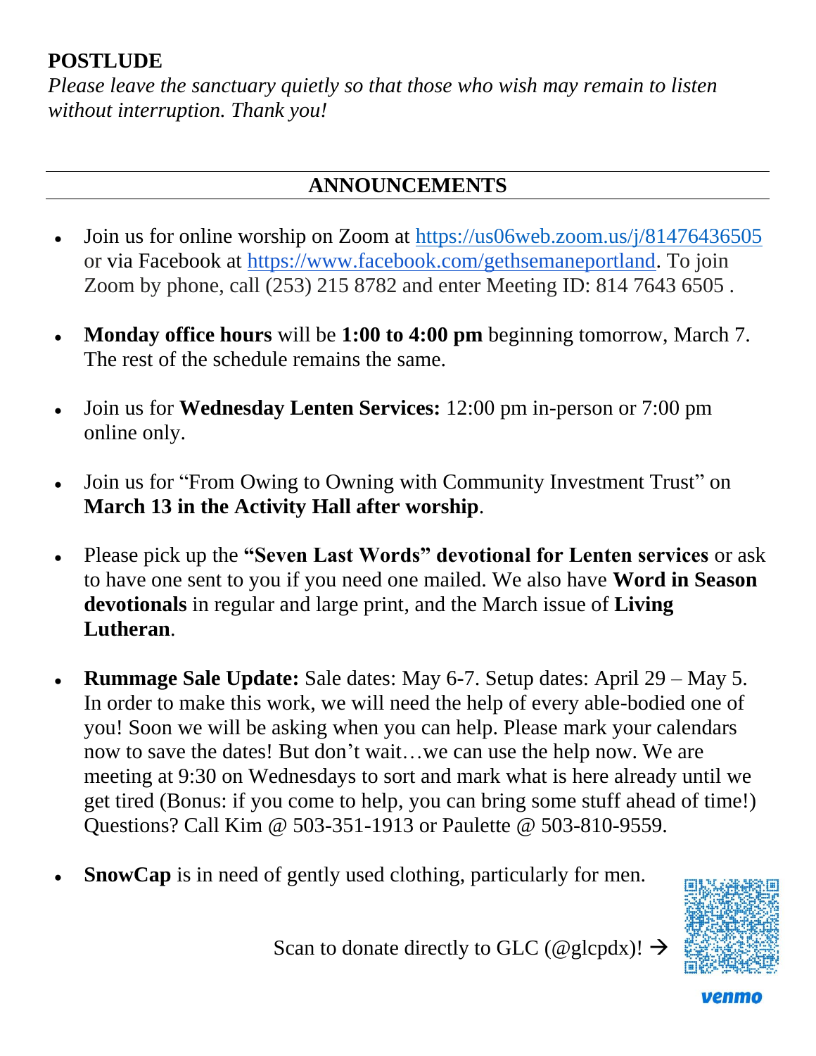## POSTLUDE

*Please leave the sanctuary quietly so that those who wish may remain to listen without interruption. Thank you!*

## ANNOUNCEMENTS

- Join us for online worship on Zoom at https://us06web.zoom.us/j/81476436505 or via Facebook at https://www.facebook.com/gethsemaneportland. To join Zoom by phone, call (253) 215 8782 and enter Meeting ID: 814 7643 6505 .
- **Monday office hours** will be **1:00 to 4:00 pm** beginning tomorrow, March 7. The rest of the schedule remains the same.
- Join us for **Wednesday Lenten Services:** 12:00 pm in-person or 7:00 pm online only.
- Join us for "From Owing to Owning with Community Investment Trust" on **March 13 in the Activity Hall after worship**.
- Please pick up the **"Seven Last Words" devotional for Lenten services** or ask to have one sent to you if you need one mailed. We also have **Word in Season devotionals** in regular and large print, and the March issue of **Living Lutheran**.
- **Rummage Sale Update:** Sale dates: May 6-7. Setup dates: April 29 – May 5. In order to make this work, we will need the help of every able-bodied one of you! Soon we will be asking when you can help. Please mark your calendars now to save the dates! But don't wait…we can use the help now. We are meeting at 9:30 on Wednesdays to sort and mark what is here already until we get tired (Bonus: if you come to help, you can bring some stuff ahead of time!) Questions? Call Kim @ 503-351-1913 or Paulette @ 503-810-9559.
- **SnowCap** is in need of gently used clothing, particularly for men.

Scan to donate directly to GLC (@glcpdx)! →

venmo